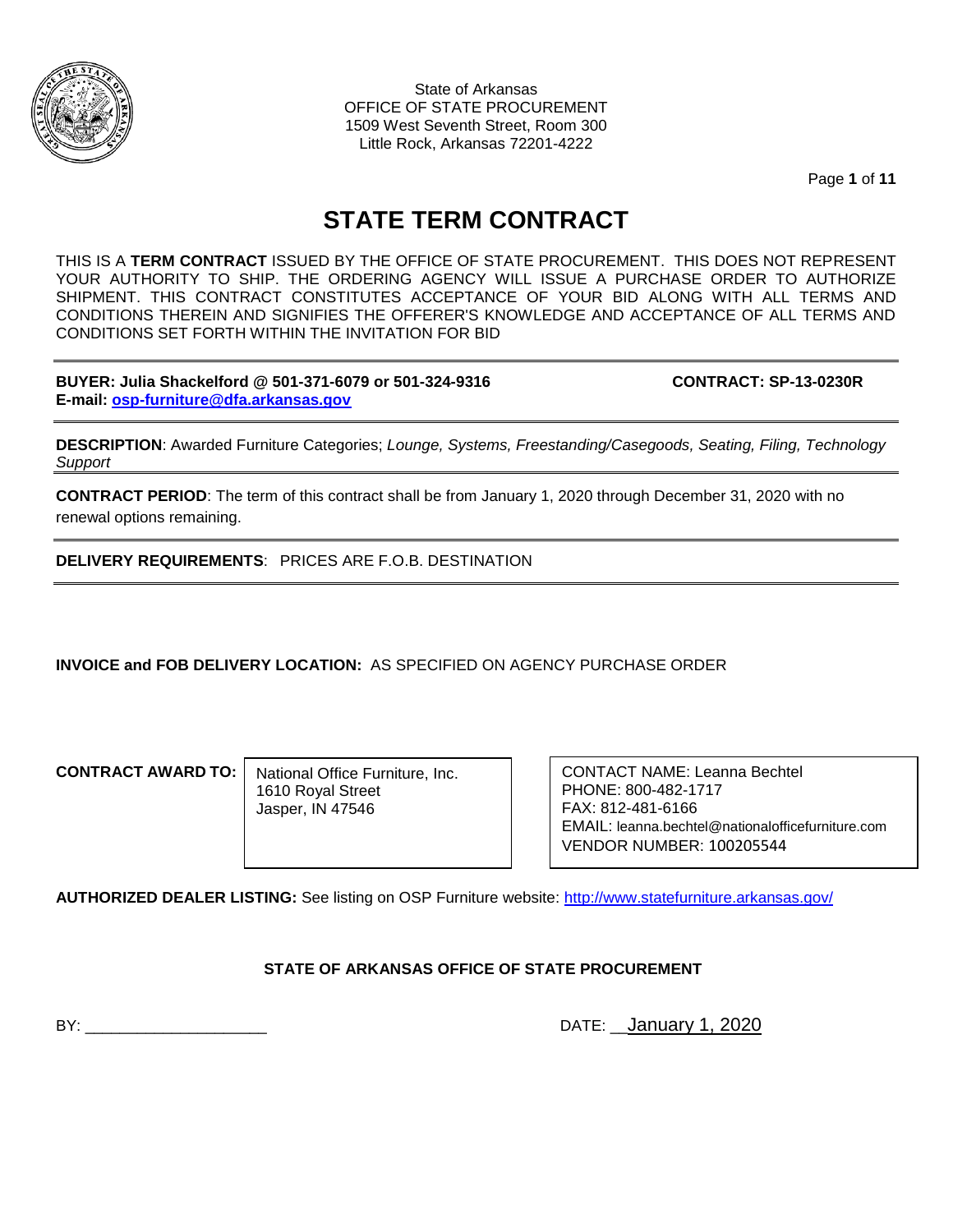State of Arkansas
OFFICE OF STATE PROCUREMENT
1509 West Seventh Street, Room 300
Little Rock, Arkansas 72201-4222

# STATE TERM CONTRACT

THIS IS A **TERM CONTRACT** ISSUED BY THE OFFICE OF STATE PROCUREMENT. THIS DOES NOT REPRESENT YOUR AUTHORITY TO SHIP. THE ORDERING AGENCY WILL ISSUE A PURCHASE ORDER TO AUTHORIZE SHIPMENT. THIS CONTRACT CONSTITUTES ACCEPTANCE OF YOUR BID ALONG WITH ALL TERMS AND CONDITIONS THEREIN AND SIGNIFIES THE OFFERER'S KNOWLEDGE AND ACCEPTANCE OF ALL TERMS AND CONDITIONS SET FORTH WITHIN THE INVITATION FOR BID

---

**BUYER: Julia Shackelford @ 501-371-6079 or 501-324-9316** **CONTRACT: SP-13-0230R**
**E-mail: osp-furniture@dfa.arkansas.gov**

---

**DESCRIPTION**: Awarded Furniture Categories; *Lounge, Systems, Freestanding/Casegoods, Seating, Filing, Technology Support*

---

**CONTRACT PERIOD**: The term of this contract shall be from January 1, 2020 through December 31, 2020 with no renewal options remaining.

---

**DELIVERY REQUIREMENTS**: PRICES ARE F.O.B. DESTINATION

---

**INVOICE and FOB DELIVERY LOCATION:** AS SPECIFIED ON AGENCY PURCHASE ORDER

**CONTRACT AWARD TO:**

National Office Furniture, Inc.
1610 Royal Street
Jasper, IN 47546

CONTACT NAME: Leanna Bechtel
PHONE: 800-482-1717
FAX: 812-481-6166
EMAIL: leanna.bechtel@nationalofficefurniture.com
VENDOR NUMBER: 100205544

**AUTHORIZED DEALER LISTING:** See listing on OSP Furniture website: http://www.statefurniture.arkansas.gov/

**STATE OF ARKANSAS OFFICE OF STATE PROCUREMENT**

BY: ____________________ DATE: January 1, 2020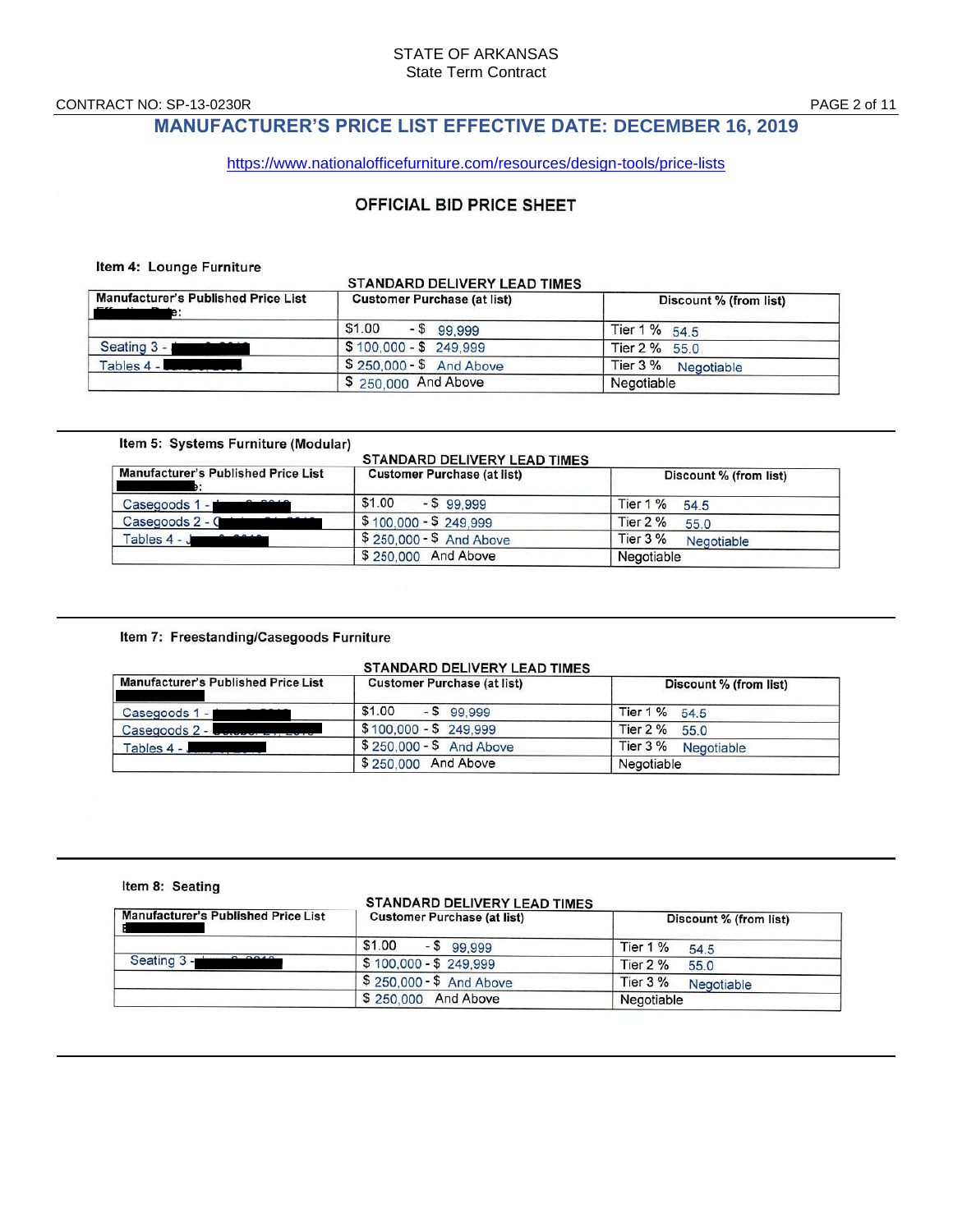STATE OF ARKANSAS
State Term Contract

CONTRACT NO: SP-13-0230R

## MANUFACTURER'S PRICE LIST EFFECTIVE DATE: DECEMBER 16, 2019

https://www.nationalofficefurniture.com/resources/design-tools/price-lists

### OFFICIAL BID PRICE SHEET

**Item 4: Lounge Furniture**

STANDARD DELIVERY LEAD TIMES

| Manufacturer's Published Price List Effective Date: | Customer Purchase (at list) | Discount % (from list) |
|---|---|---|
| | \$1.00 - \$ 99,999 | Tier 1 % 54.5 |
| Seating 3 - | \$ 100,000 - \$ 249,999 | Tier 2 % 55.0 |
| Tables 4 - | \$ 250,000 - \$ And Above | Tier 3 % Negotiable |
| | \$ 250,000 And Above | Negotiable |

**Item 5: Systems Furniture (Modular)**

STANDARD DELIVERY LEAD TIMES

| Manufacturer's Published Price List Effective Date: | Customer Purchase (at list) | Discount % (from list) |
|---|---|---|
| Casegoods 1 - | \$1.00 - \$ 99,999 | Tier 1 % 54.5 |
| Casegoods 2 - | \$ 100,000 - \$ 249,999 | Tier 2 % 55.0 |
| Tables 4 - | \$ 250,000 - \$ And Above | Tier 3 % Negotiable |
| | \$ 250,000 And Above | Negotiable |

**Item 7: Freestanding/Casegoods Furniture**

STANDARD DELIVERY LEAD TIMES

| Manufacturer's Published Price List Effective Date: | Customer Purchase (at list) | Discount % (from list) |
|---|---|---|
| Casegoods 1 - | \$1.00 - \$ 99,999 | Tier 1 % 54.5 |
| Casegoods 2 - | \$ 100,000 - \$ 249,999 | Tier 2 % 55.0 |
| Tables 4 - | \$ 250,000 - \$ And Above | Tier 3 % Negotiable |
| | \$ 250,000 And Above | Negotiable |

**Item 8: Seating**

STANDARD DELIVERY LEAD TIMES

| Manufacturer's Published Price List Effective Date: | Customer Purchase (at list) | Discount % (from list) |
|---|---|---|
| | \$1.00 - \$ 99,999 | Tier 1 % 54.5 |
| Seating 3 - | \$ 100,000 - \$ 249,999 | Tier 2 % 55.0 |
| | \$ 250,000 - \$ And Above | Tier 3 % Negotiable |
| | \$ 250,000 And Above | Negotiable |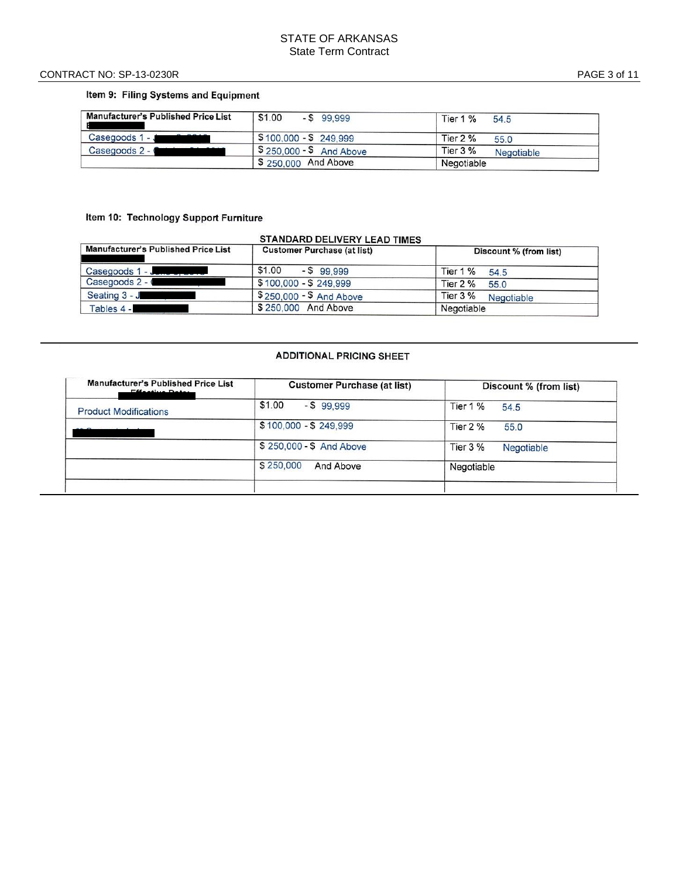### Item 9: Filing Systems and Equipment

| Manufacturer's Published Price List | | |
|---|---|---|
| Casegoods 1 - | \$100,000 - \$ 249,999 | Tier 2 % 55.0 |
| Casegoods 2 - | \$ 250,000 - \$ And Above | Tier 3 % Negotiable |
| | \$ 250,000 And Above | Negotiable |

Note: The first row of the table reads "\$1.00 - \$ 99,999" and "Tier 1 % 54.5".

### Item 10: Technology Support Furniture

**STANDARD DELIVERY LEAD TIMES**

| Manufacturer's Published Price List | Customer Purchase (at list) | Discount % (from list) |
|---|---|---|
| Casegoods 1 - | \$1.00 - \$ 99,999 | Tier 1 % 54.5 |
| Casegoods 2 - | \$ 100,000 - \$ 249,999 | Tier 2 % 55.0 |
| Seating 3 - J | \$ 250,000 - \$ And Above | Tier 3 % Negotiable |
| Tables 4 - | \$ 250,000 And Above | Negotiable |

---

**ADDITIONAL PRICING SHEET**

| Manufacturer's Published Price List | Customer Purchase (at list) | Discount % (from list) |
|---|---|---|
| Product Modifications | \$1.00 - \$ 99,999 | Tier 1 % 54.5 |
| | \$ 100,000 - \$ 249,999 | Tier 2 % 55.0 |
| | \$ 250,000 - \$ And Above | Tier 3 % Negotiable |
| | \$ 250,000 And Above | Negotiable |
| | | |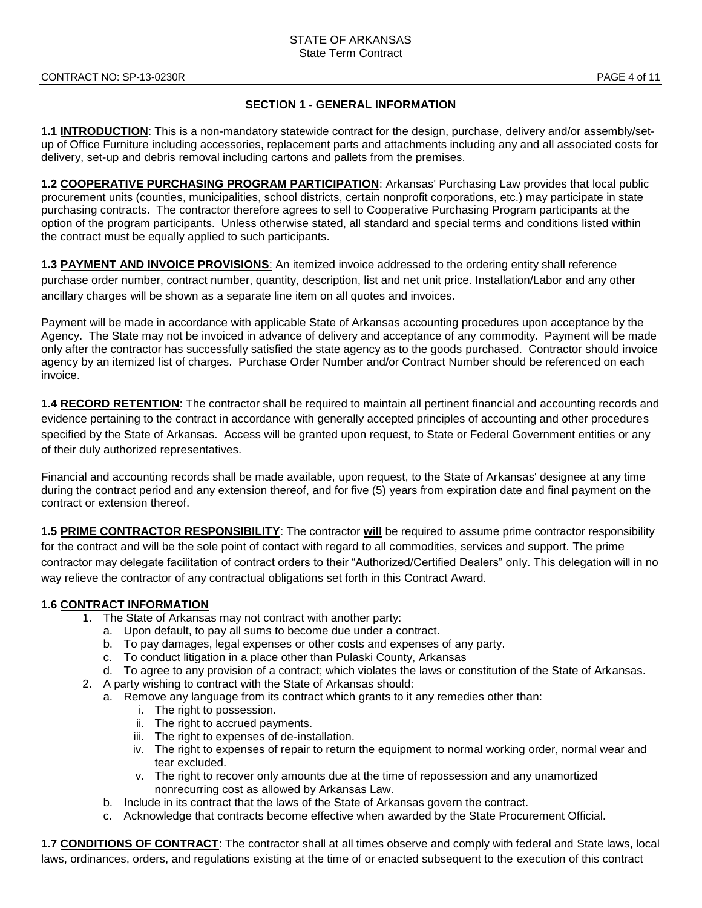## SECTION 1 - GENERAL INFORMATION

**1.1 <u>INTRODUCTION</u>**: This is a non-mandatory statewide contract for the design, purchase, delivery and/or assembly/set-up of Office Furniture including accessories, replacement parts and attachments including any and all associated costs for delivery, set-up and debris removal including cartons and pallets from the premises.

**1.2 <u>COOPERATIVE PURCHASING PROGRAM PARTICIPATION</u>**: Arkansas' Purchasing Law provides that local public procurement units (counties, municipalities, school districts, certain nonprofit corporations, etc.) may participate in state purchasing contracts. The contractor therefore agrees to sell to Cooperative Purchasing Program participants at the option of the program participants. Unless otherwise stated, all standard and special terms and conditions listed within the contract must be equally applied to such participants.

**1.3 <u>PAYMENT AND INVOICE PROVISIONS</u>**: An itemized invoice addressed to the ordering entity shall reference purchase order number, contract number, quantity, description, list and net unit price. Installation/Labor and any other ancillary charges will be shown as a separate line item on all quotes and invoices.

Payment will be made in accordance with applicable State of Arkansas accounting procedures upon acceptance by the Agency. The State may not be invoiced in advance of delivery and acceptance of any commodity. Payment will be made only after the contractor has successfully satisfied the state agency as to the goods purchased. Contractor should invoice agency by an itemized list of charges. Purchase Order Number and/or Contract Number should be referenced on each invoice.

**1.4 <u>RECORD RETENTION</u>**: The contractor shall be required to maintain all pertinent financial and accounting records and evidence pertaining to the contract in accordance with generally accepted principles of accounting and other procedures specified by the State of Arkansas. Access will be granted upon request, to State or Federal Government entities or any of their duly authorized representatives.

Financial and accounting records shall be made available, upon request, to the State of Arkansas' designee at any time during the contract period and any extension thereof, and for five (5) years from expiration date and final payment on the contract or extension thereof.

**1.5 <u>PRIME CONTRACTOR RESPONSIBILITY</u>**: The contractor **<u>will</u>** be required to assume prime contractor responsibility for the contract and will be the sole point of contact with regard to all commodities, services and support. The prime contractor may delegate facilitation of contract orders to their "Authorized/Certified Dealers" only. This delegation will in no way relieve the contractor of any contractual obligations set forth in this Contract Award.

**1.6 <u>CONTRACT INFORMATION</u>**

1. The State of Arkansas may not contract with another party:
   a. Upon default, to pay all sums to become due under a contract.
   b. To pay damages, legal expenses or other costs and expenses of any party.
   c. To conduct litigation in a place other than Pulaski County, Arkansas
   d. To agree to any provision of a contract; which violates the laws or constitution of the State of Arkansas.
2. A party wishing to contract with the State of Arkansas should:
   a. Remove any language from its contract which grants to it any remedies other than:
      i. The right to possession.
      ii. The right to accrued payments.
      iii. The right to expenses of de-installation.
      iv. The right to expenses of repair to return the equipment to normal working order, normal wear and tear excluded.
      v. The right to recover only amounts due at the time of repossession and any unamortized nonrecurring cost as allowed by Arkansas Law.
   b. Include in its contract that the laws of the State of Arkansas govern the contract.
   c. Acknowledge that contracts become effective when awarded by the State Procurement Official.

**1.7 <u>CONDITIONS OF CONTRACT</u>**: The contractor shall at all times observe and comply with federal and State laws, local laws, ordinances, orders, and regulations existing at the time of or enacted subsequent to the execution of this contract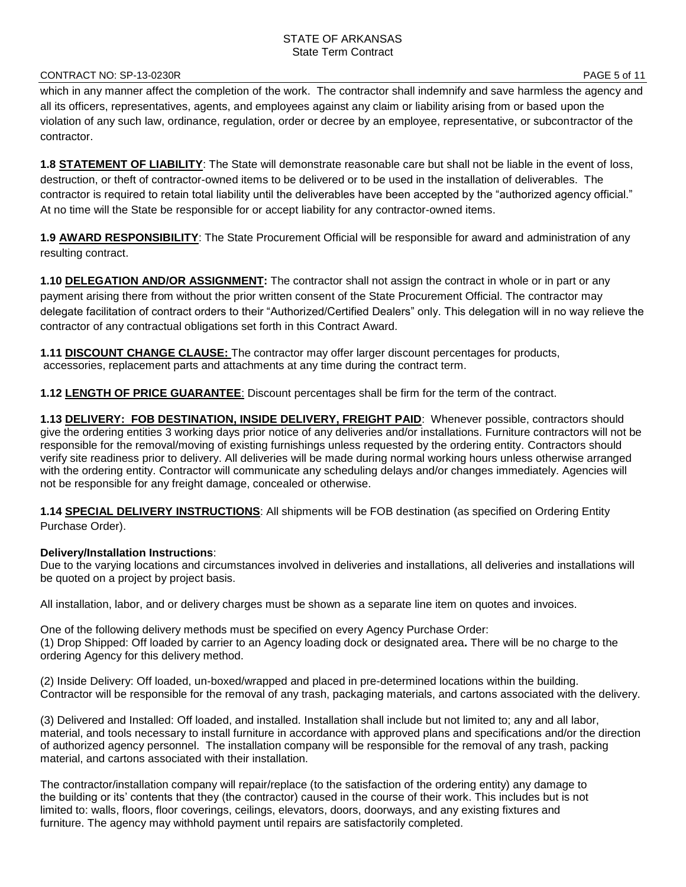which in any manner affect the completion of the work. The contractor shall indemnify and save harmless the agency and all its officers, representatives, agents, and employees against any claim or liability arising from or based upon the violation of any such law, ordinance, regulation, order or decree by an employee, representative, or subcontractor of the contractor.

**1.8 STATEMENT OF LIABILITY**: The State will demonstrate reasonable care but shall not be liable in the event of loss, destruction, or theft of contractor-owned items to be delivered or to be used in the installation of deliverables. The contractor is required to retain total liability until the deliverables have been accepted by the "authorized agency official." At no time will the State be responsible for or accept liability for any contractor-owned items.

**1.9 AWARD RESPONSIBILITY**: The State Procurement Official will be responsible for award and administration of any resulting contract.

**1.10 DELEGATION AND/OR ASSIGNMENT:** The contractor shall not assign the contract in whole or in part or any payment arising there from without the prior written consent of the State Procurement Official. The contractor may delegate facilitation of contract orders to their "Authorized/Certified Dealers" only. This delegation will in no way relieve the contractor of any contractual obligations set forth in this Contract Award.

**1.11 DISCOUNT CHANGE CLAUSE:** The contractor may offer larger discount percentages for products, accessories, replacement parts and attachments at any time during the contract term.

**1.12 LENGTH OF PRICE GUARANTEE**: Discount percentages shall be firm for the term of the contract.

**1.13 DELIVERY: FOB DESTINATION, INSIDE DELIVERY, FREIGHT PAID**: Whenever possible, contractors should give the ordering entities 3 working days prior notice of any deliveries and/or installations. Furniture contractors will not be responsible for the removal/moving of existing furnishings unless requested by the ordering entity. Contractors should verify site readiness prior to delivery. All deliveries will be made during normal working hours unless otherwise arranged with the ordering entity. Contractor will communicate any scheduling delays and/or changes immediately. Agencies will not be responsible for any freight damage, concealed or otherwise.

**1.14 SPECIAL DELIVERY INSTRUCTIONS**: All shipments will be FOB destination (as specified on Ordering Entity Purchase Order).

**Delivery/Installation Instructions**:
Due to the varying locations and circumstances involved in deliveries and installations, all deliveries and installations will be quoted on a project by project basis.

All installation, labor, and or delivery charges must be shown as a separate line item on quotes and invoices.

One of the following delivery methods must be specified on every Agency Purchase Order:
(1) Drop Shipped: Off loaded by carrier to an Agency loading dock or designated area**.** There will be no charge to the ordering Agency for this delivery method.

(2) Inside Delivery: Off loaded, un-boxed/wrapped and placed in pre-determined locations within the building. Contractor will be responsible for the removal of any trash, packaging materials, and cartons associated with the delivery.

(3) Delivered and Installed: Off loaded, and installed. Installation shall include but not limited to; any and all labor, material, and tools necessary to install furniture in accordance with approved plans and specifications and/or the direction of authorized agency personnel. The installation company will be responsible for the removal of any trash, packing material, and cartons associated with their installation.

The contractor/installation company will repair/replace (to the satisfaction of the ordering entity) any damage to the building or its' contents that they (the contractor) caused in the course of their work. This includes but is not limited to: walls, floors, floor coverings, ceilings, elevators, doors, doorways, and any existing fixtures and furniture. The agency may withhold payment until repairs are satisfactorily completed.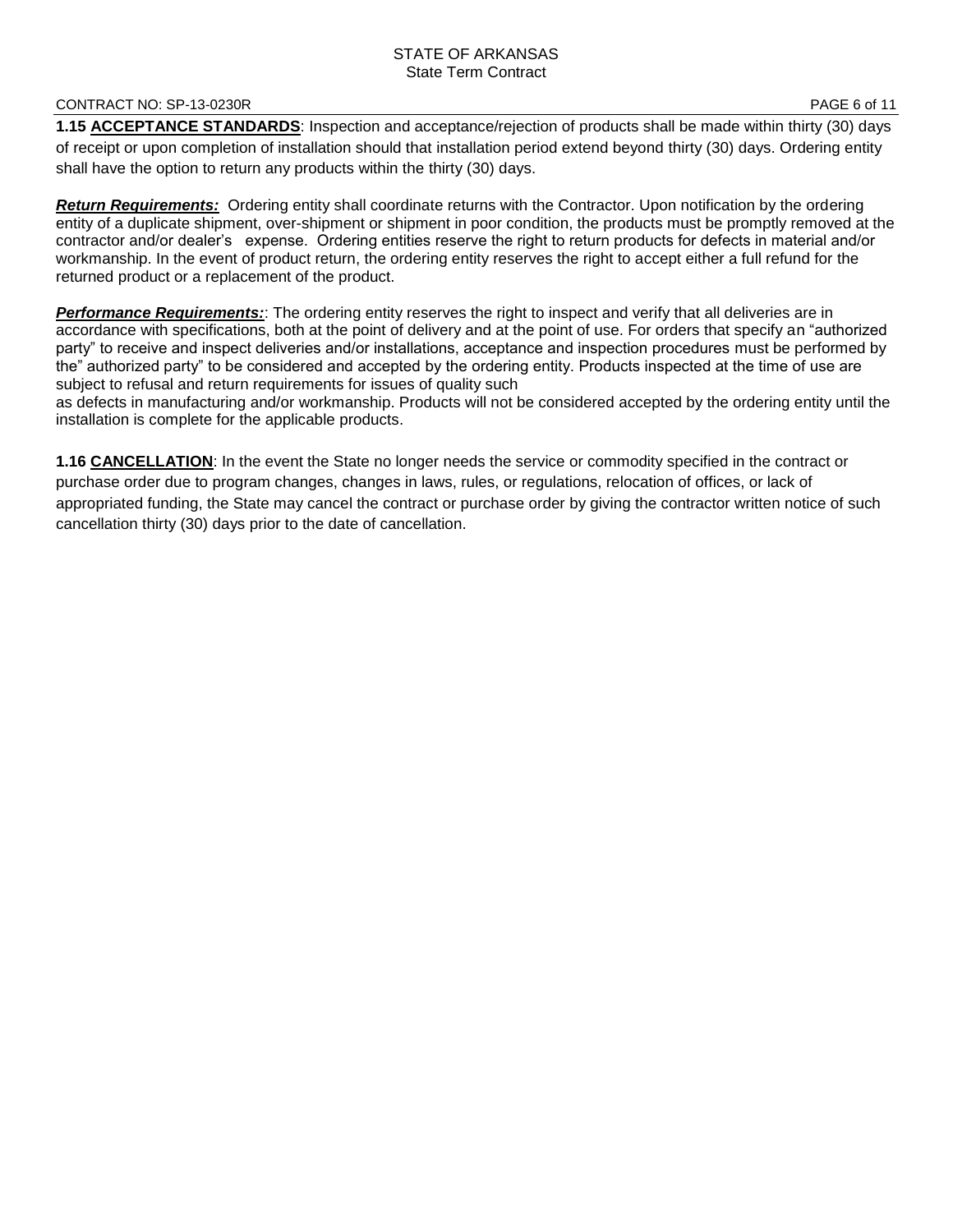**1.15 <u>ACCEPTANCE STANDARDS</u>**: Inspection and acceptance/rejection of products shall be made within thirty (30) days of receipt or upon completion of installation should that installation period extend beyond thirty (30) days. Ordering entity shall have the option to return any products within the thirty (30) days.

***<u>Return Requirements:</u>*** Ordering entity shall coordinate returns with the Contractor. Upon notification by the ordering entity of a duplicate shipment, over-shipment or shipment in poor condition, the products must be promptly removed at the contractor and/or dealer's expense. Ordering entities reserve the right to return products for defects in material and/or workmanship. In the event of product return, the ordering entity reserves the right to accept either a full refund for the returned product or a replacement of the product.

***<u>Performance Requirements:</u>***: The ordering entity reserves the right to inspect and verify that all deliveries are in accordance with specifications, both at the point of delivery and at the point of use. For orders that specify an "authorized party" to receive and inspect deliveries and/or installations, acceptance and inspection procedures must be performed by the" authorized party" to be considered and accepted by the ordering entity. Products inspected at the time of use are subject to refusal and return requirements for issues of quality such as defects in manufacturing and/or workmanship. Products will not be considered accepted by the ordering entity until the installation is complete for the applicable products.

**1.16 <u>CANCELLATION</u>**: In the event the State no longer needs the service or commodity specified in the contract or purchase order due to program changes, changes in laws, rules, or regulations, relocation of offices, or lack of appropriated funding, the State may cancel the contract or purchase order by giving the contractor written notice of such cancellation thirty (30) days prior to the date of cancellation.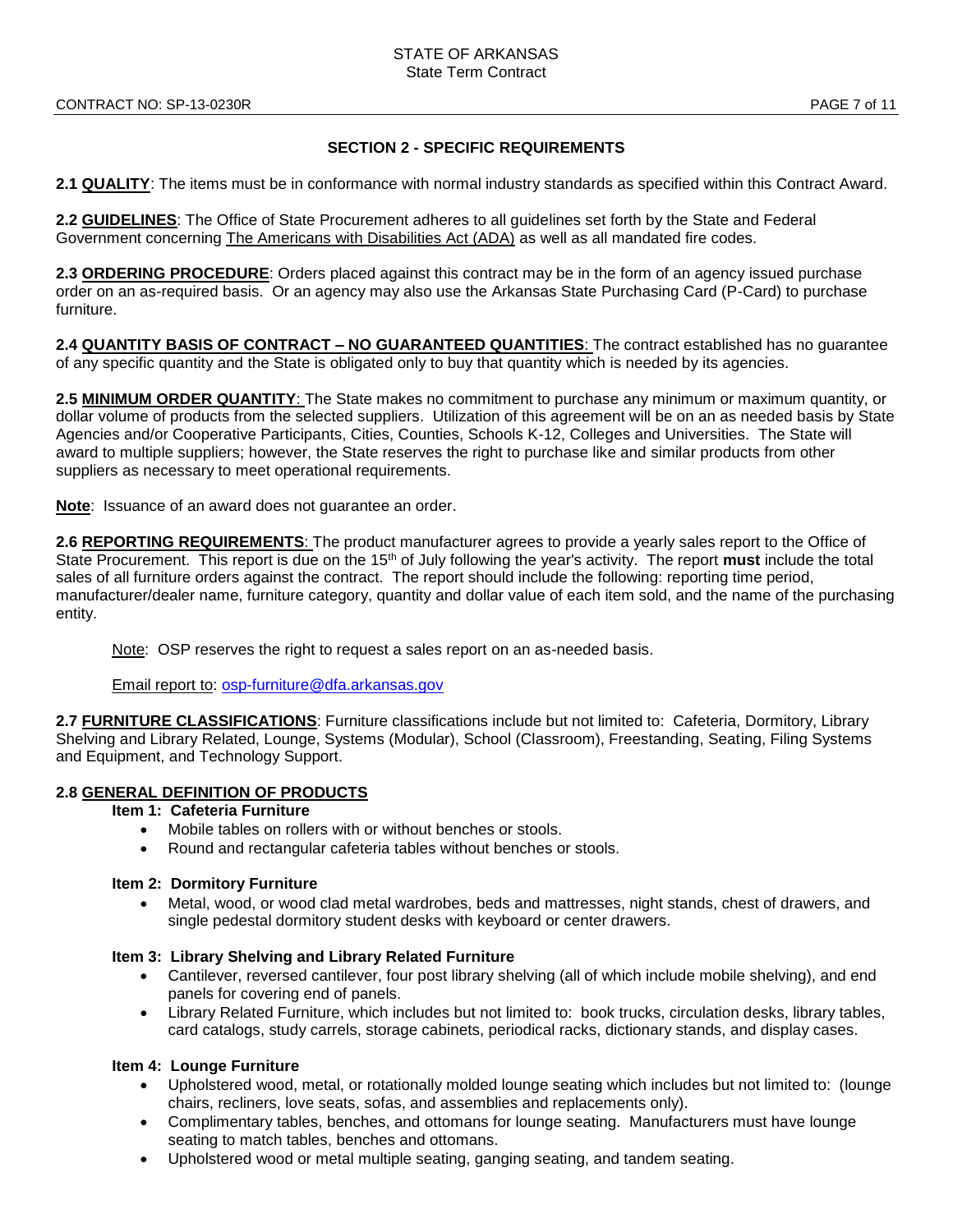## SECTION 2 - SPECIFIC REQUIREMENTS

**2.1 QUALITY**: The items must be in conformance with normal industry standards as specified within this Contract Award.

**2.2 GUIDELINES**: The Office of State Procurement adheres to all guidelines set forth by the State and Federal Government concerning The Americans with Disabilities Act (ADA) as well as all mandated fire codes.

**2.3 ORDERING PROCEDURE**: Orders placed against this contract may be in the form of an agency issued purchase order on an as-required basis. Or an agency may also use the Arkansas State Purchasing Card (P-Card) to purchase furniture.

**2.4 QUANTITY BASIS OF CONTRACT – NO GUARANTEED QUANTITIES**: The contract established has no guarantee of any specific quantity and the State is obligated only to buy that quantity which is needed by its agencies.

**2.5 MINIMUM ORDER QUANTITY**: The State makes no commitment to purchase any minimum or maximum quantity, or dollar volume of products from the selected suppliers. Utilization of this agreement will be on an as needed basis by State Agencies and/or Cooperative Participants, Cities, Counties, Schools K-12, Colleges and Universities. The State will award to multiple suppliers; however, the State reserves the right to purchase like and similar products from other suppliers as necessary to meet operational requirements.

**Note**: Issuance of an award does not guarantee an order.

**2.6 REPORTING REQUIREMENTS**: The product manufacturer agrees to provide a yearly sales report to the Office of State Procurement. This report is due on the 15th of July following the year's activity. The report **must** include the total sales of all furniture orders against the contract. The report should include the following: reporting time period, manufacturer/dealer name, furniture category, quantity and dollar value of each item sold, and the name of the purchasing entity.

> Note: OSP reserves the right to request a sales report on an as-needed basis.
>
> Email report to: osp-furniture@dfa.arkansas.gov

**2.7 FURNITURE CLASSIFICATIONS**: Furniture classifications include but not limited to: Cafeteria, Dormitory, Library Shelving and Library Related, Lounge, Systems (Modular), School (Classroom), Freestanding, Seating, Filing Systems and Equipment, and Technology Support.

**2.8 GENERAL DEFINITION OF PRODUCTS**

**Item 1: Cafeteria Furniture**

- Mobile tables on rollers with or without benches or stools.
- Round and rectangular cafeteria tables without benches or stools.

**Item 2: Dormitory Furniture**

- Metal, wood, or wood clad metal wardrobes, beds and mattresses, night stands, chest of drawers, and single pedestal dormitory student desks with keyboard or center drawers.

**Item 3: Library Shelving and Library Related Furniture**

- Cantilever, reversed cantilever, four post library shelving (all of which include mobile shelving), and end panels for covering end of panels.
- Library Related Furniture, which includes but not limited to: book trucks, circulation desks, library tables, card catalogs, study carrels, storage cabinets, periodical racks, dictionary stands, and display cases.

**Item 4: Lounge Furniture**

- Upholstered wood, metal, or rotationally molded lounge seating which includes but not limited to: (lounge chairs, recliners, love seats, sofas, and assemblies and replacements only).
- Complimentary tables, benches, and ottomans for lounge seating. Manufacturers must have lounge seating to match tables, benches and ottomans.
- Upholstered wood or metal multiple seating, ganging seating, and tandem seating.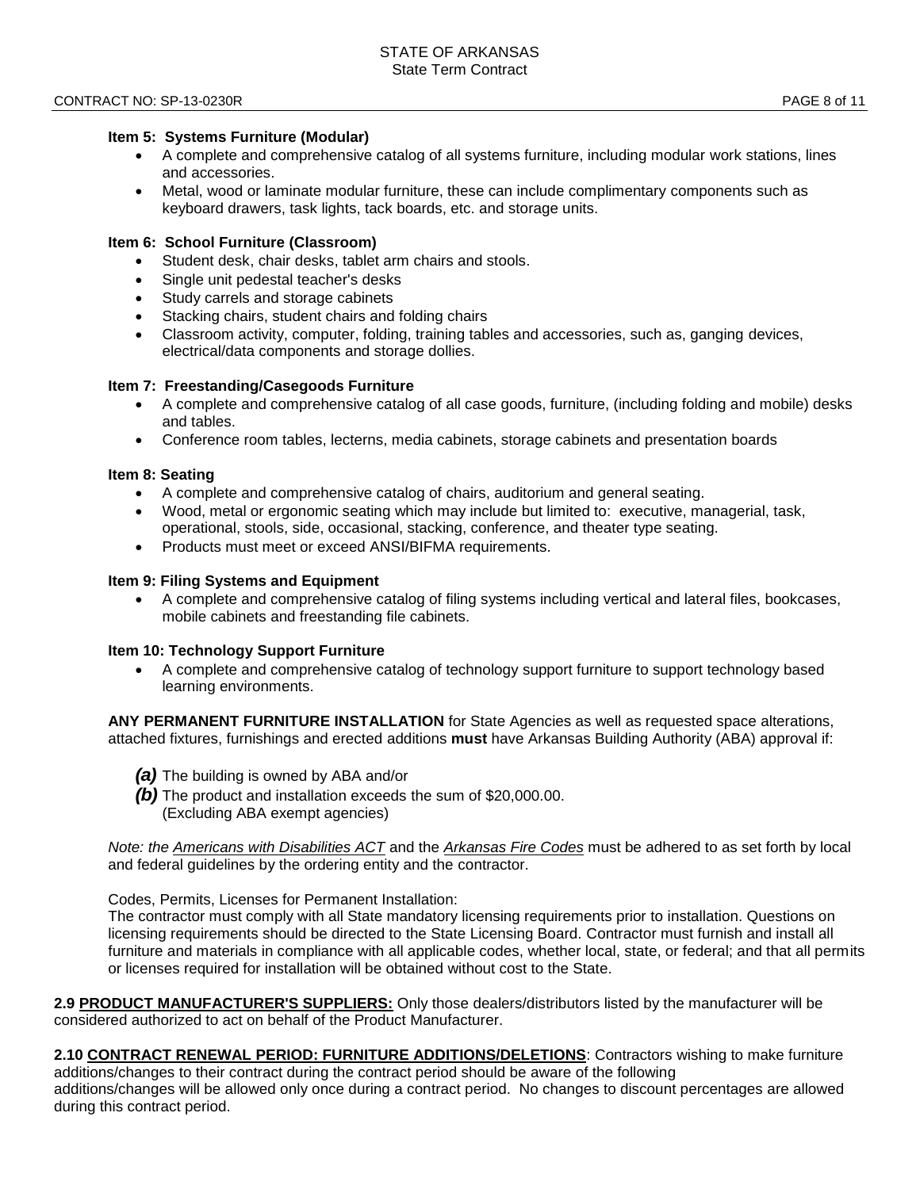**Item 5: Systems Furniture (Modular)**

- A complete and comprehensive catalog of all systems furniture, including modular work stations, lines and accessories.
- Metal, wood or laminate modular furniture, these can include complimentary components such as keyboard drawers, task lights, tack boards, etc. and storage units.

**Item 6: School Furniture (Classroom)**

- Student desk, chair desks, tablet arm chairs and stools.
- Single unit pedestal teacher's desks
- Study carrels and storage cabinets
- Stacking chairs, student chairs and folding chairs
- Classroom activity, computer, folding, training tables and accessories, such as, ganging devices, electrical/data components and storage dollies.

**Item 7: Freestanding/Casegoods Furniture**

- A complete and comprehensive catalog of all case goods, furniture, (including folding and mobile) desks and tables.
- Conference room tables, lecterns, media cabinets, storage cabinets and presentation boards

**Item 8: Seating**

- A complete and comprehensive catalog of chairs, auditorium and general seating.
- Wood, metal or ergonomic seating which may include but limited to: executive, managerial, task, operational, stools, side, occasional, stacking, conference, and theater type seating.
- Products must meet or exceed ANSI/BIFMA requirements.

**Item 9: Filing Systems and Equipment**

- A complete and comprehensive catalog of filing systems including vertical and lateral files, bookcases, mobile cabinets and freestanding file cabinets.

**Item 10: Technology Support Furniture**

- A complete and comprehensive catalog of technology support furniture to support technology based learning environments.

**ANY PERMANENT FURNITURE INSTALLATION** for State Agencies as well as requested space alterations, attached fixtures, furnishings and erected additions **must** have Arkansas Building Authority (ABA) approval if:

***(a)*** The building is owned by ABA and/or
***(b)*** The product and installation exceeds the sum of $20,000.00. (Excluding ABA exempt agencies)

*Note: the Americans with Disabilities ACT* and the *Arkansas Fire Codes* must be adhered to as set forth by local and federal guidelines by the ordering entity and the contractor.

Codes, Permits, Licenses for Permanent Installation:
The contractor must comply with all State mandatory licensing requirements prior to installation. Questions on licensing requirements should be directed to the State Licensing Board. Contractor must furnish and install all furniture and materials in compliance with all applicable codes, whether local, state, or federal; and that all permits or licenses required for installation will be obtained without cost to the State.

**2.9 PRODUCT MANUFACTURER'S SUPPLIERS:** Only those dealers/distributors listed by the manufacturer will be considered authorized to act on behalf of the Product Manufacturer.

**2.10 CONTRACT RENEWAL PERIOD: FURNITURE ADDITIONS/DELETIONS**: Contractors wishing to make furniture additions/changes to their contract during the contract period should be aware of the following additions/changes will be allowed only once during a contract period. No changes to discount percentages are allowed during this contract period.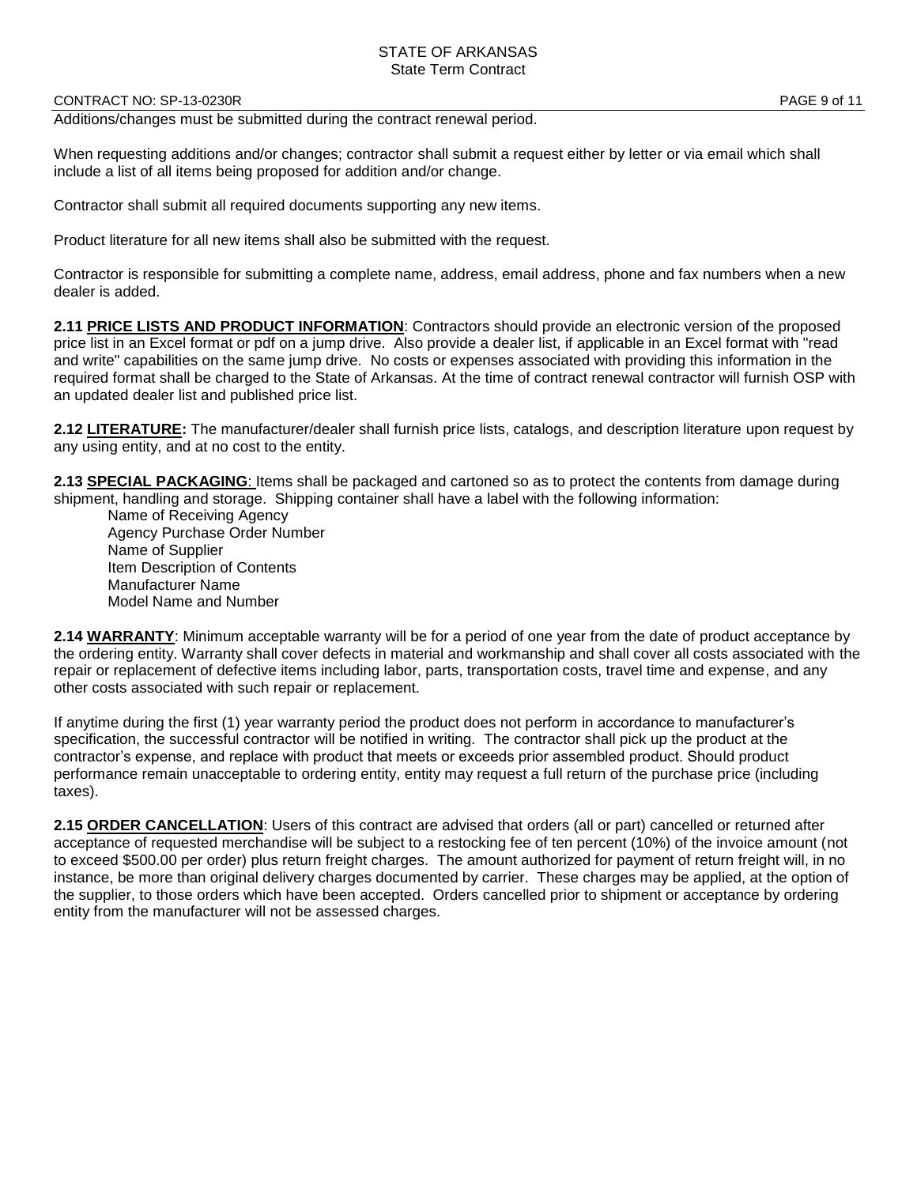Additions/changes must be submitted during the contract renewal period.

When requesting additions and/or changes; contractor shall submit a request either by letter or via email which shall include a list of all items being proposed for addition and/or change.

Contractor shall submit all required documents supporting any new items.

Product literature for all new items shall also be submitted with the request.

Contractor is responsible for submitting a complete name, address, email address, phone and fax numbers when a new dealer is added.

**2.11 PRICE LISTS AND PRODUCT INFORMATION**: Contractors should provide an electronic version of the proposed price list in an Excel format or pdf on a jump drive. Also provide a dealer list, if applicable in an Excel format with "read and write" capabilities on the same jump drive. No costs or expenses associated with providing this information in the required format shall be charged to the State of Arkansas. At the time of contract renewal contractor will furnish OSP with an updated dealer list and published price list.

**2.12 LITERATURE:** The manufacturer/dealer shall furnish price lists, catalogs, and description literature upon request by any using entity, and at no cost to the entity.

**2.13 SPECIAL PACKAGING**: Items shall be packaged and cartoned so as to protect the contents from damage during shipment, handling and storage. Shipping container shall have a label with the following information:

Name of Receiving Agency
Agency Purchase Order Number
Name of Supplier
Item Description of Contents
Manufacturer Name
Model Name and Number

**2.14 WARRANTY**: Minimum acceptable warranty will be for a period of one year from the date of product acceptance by the ordering entity. Warranty shall cover defects in material and workmanship and shall cover all costs associated with the repair or replacement of defective items including labor, parts, transportation costs, travel time and expense, and any other costs associated with such repair or replacement.

If anytime during the first (1) year warranty period the product does not perform in accordance to manufacturer's specification, the successful contractor will be notified in writing. The contractor shall pick up the product at the contractor's expense, and replace with product that meets or exceeds prior assembled product. Should product performance remain unacceptable to ordering entity, entity may request a full return of the purchase price (including taxes).

**2.15 ORDER CANCELLATION**: Users of this contract are advised that orders (all or part) cancelled or returned after acceptance of requested merchandise will be subject to a restocking fee of ten percent (10%) of the invoice amount (not to exceed $500.00 per order) plus return freight charges. The amount authorized for payment of return freight will, in no instance, be more than original delivery charges documented by carrier. These charges may be applied, at the option of the supplier, to those orders which have been accepted. Orders cancelled prior to shipment or acceptance by ordering entity from the manufacturer will not be assessed charges.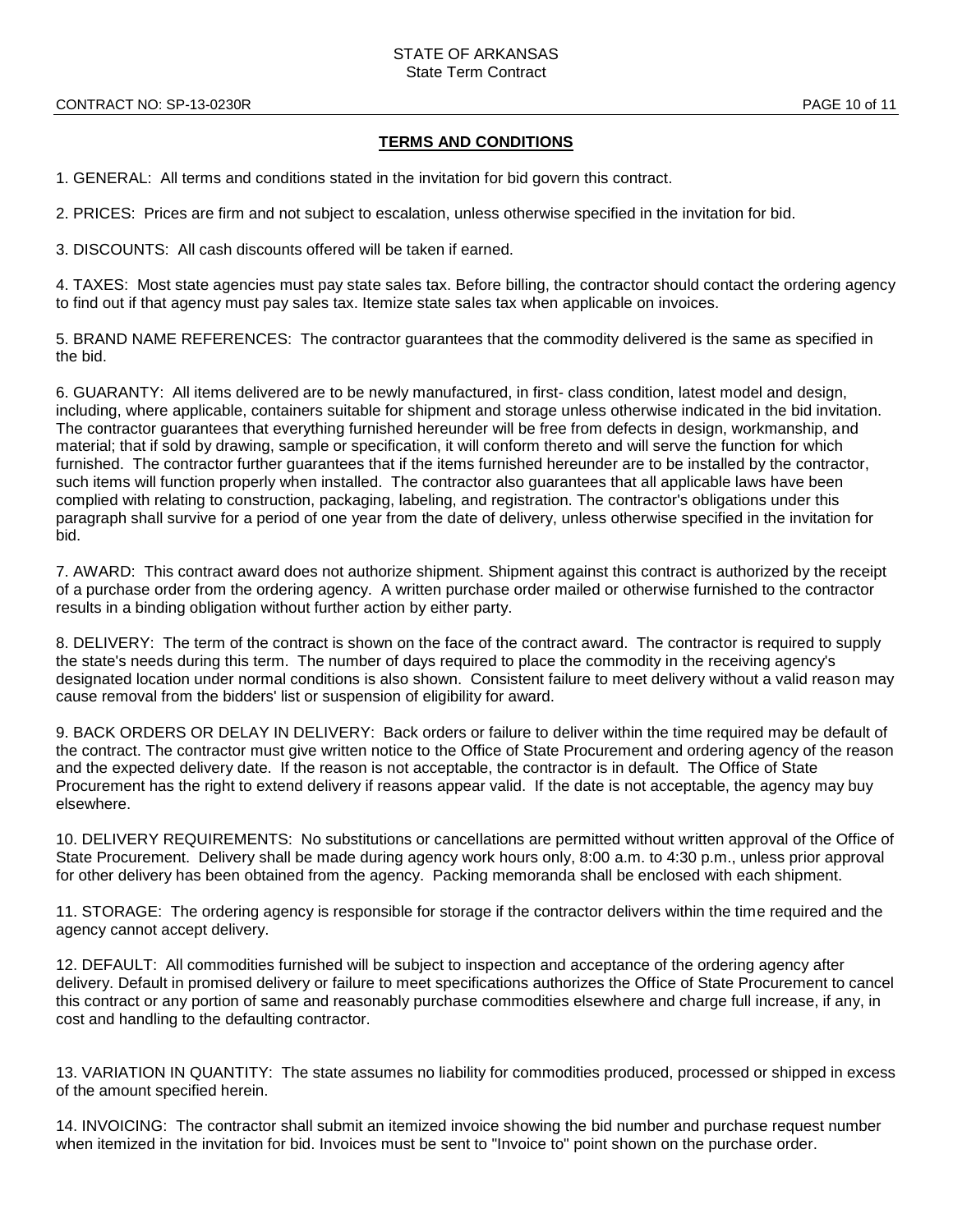## TERMS AND CONDITIONS

1. GENERAL: All terms and conditions stated in the invitation for bid govern this contract.

2. PRICES: Prices are firm and not subject to escalation, unless otherwise specified in the invitation for bid.

3. DISCOUNTS: All cash discounts offered will be taken if earned.

4. TAXES: Most state agencies must pay state sales tax. Before billing, the contractor should contact the ordering agency to find out if that agency must pay sales tax. Itemize state sales tax when applicable on invoices.

5. BRAND NAME REFERENCES: The contractor guarantees that the commodity delivered is the same as specified in the bid.

6. GUARANTY: All items delivered are to be newly manufactured, in first- class condition, latest model and design, including, where applicable, containers suitable for shipment and storage unless otherwise indicated in the bid invitation. The contractor guarantees that everything furnished hereunder will be free from defects in design, workmanship, and material; that if sold by drawing, sample or specification, it will conform thereto and will serve the function for which furnished. The contractor further guarantees that if the items furnished hereunder are to be installed by the contractor, such items will function properly when installed. The contractor also guarantees that all applicable laws have been complied with relating to construction, packaging, labeling, and registration. The contractor's obligations under this paragraph shall survive for a period of one year from the date of delivery, unless otherwise specified in the invitation for bid.

7. AWARD: This contract award does not authorize shipment. Shipment against this contract is authorized by the receipt of a purchase order from the ordering agency. A written purchase order mailed or otherwise furnished to the contractor results in a binding obligation without further action by either party.

8. DELIVERY: The term of the contract is shown on the face of the contract award. The contractor is required to supply the state's needs during this term. The number of days required to place the commodity in the receiving agency's designated location under normal conditions is also shown. Consistent failure to meet delivery without a valid reason may cause removal from the bidders' list or suspension of eligibility for award.

9. BACK ORDERS OR DELAY IN DELIVERY: Back orders or failure to deliver within the time required may be default of the contract. The contractor must give written notice to the Office of State Procurement and ordering agency of the reason and the expected delivery date. If the reason is not acceptable, the contractor is in default. The Office of State Procurement has the right to extend delivery if reasons appear valid. If the date is not acceptable, the agency may buy elsewhere.

10. DELIVERY REQUIREMENTS: No substitutions or cancellations are permitted without written approval of the Office of State Procurement. Delivery shall be made during agency work hours only, 8:00 a.m. to 4:30 p.m., unless prior approval for other delivery has been obtained from the agency. Packing memoranda shall be enclosed with each shipment.

11. STORAGE: The ordering agency is responsible for storage if the contractor delivers within the time required and the agency cannot accept delivery.

12. DEFAULT: All commodities furnished will be subject to inspection and acceptance of the ordering agency after delivery. Default in promised delivery or failure to meet specifications authorizes the Office of State Procurement to cancel this contract or any portion of same and reasonably purchase commodities elsewhere and charge full increase, if any, in cost and handling to the defaulting contractor.

13. VARIATION IN QUANTITY: The state assumes no liability for commodities produced, processed or shipped in excess of the amount specified herein.

14. INVOICING: The contractor shall submit an itemized invoice showing the bid number and purchase request number when itemized in the invitation for bid. Invoices must be sent to "Invoice to" point shown on the purchase order.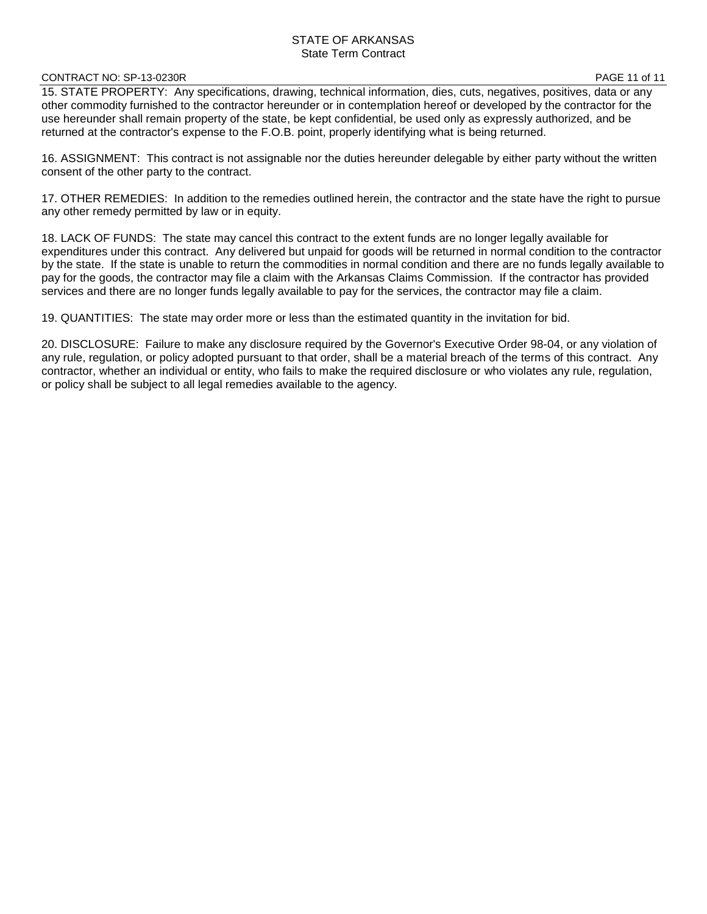15. STATE PROPERTY: Any specifications, drawing, technical information, dies, cuts, negatives, positives, data or any other commodity furnished to the contractor hereunder or in contemplation hereof or developed by the contractor for the use hereunder shall remain property of the state, be kept confidential, be used only as expressly authorized, and be returned at the contractor's expense to the F.O.B. point, properly identifying what is being returned.

16. ASSIGNMENT: This contract is not assignable nor the duties hereunder delegable by either party without the written consent of the other party to the contract.

17. OTHER REMEDIES: In addition to the remedies outlined herein, the contractor and the state have the right to pursue any other remedy permitted by law or in equity.

18. LACK OF FUNDS: The state may cancel this contract to the extent funds are no longer legally available for expenditures under this contract. Any delivered but unpaid for goods will be returned in normal condition to the contractor by the state. If the state is unable to return the commodities in normal condition and there are no funds legally available to pay for the goods, the contractor may file a claim with the Arkansas Claims Commission. If the contractor has provided services and there are no longer funds legally available to pay for the services, the contractor may file a claim.

19. QUANTITIES: The state may order more or less than the estimated quantity in the invitation for bid.

20. DISCLOSURE: Failure to make any disclosure required by the Governor's Executive Order 98-04, or any violation of any rule, regulation, or policy adopted pursuant to that order, shall be a material breach of the terms of this contract. Any contractor, whether an individual or entity, who fails to make the required disclosure or who violates any rule, regulation, or policy shall be subject to all legal remedies available to the agency.